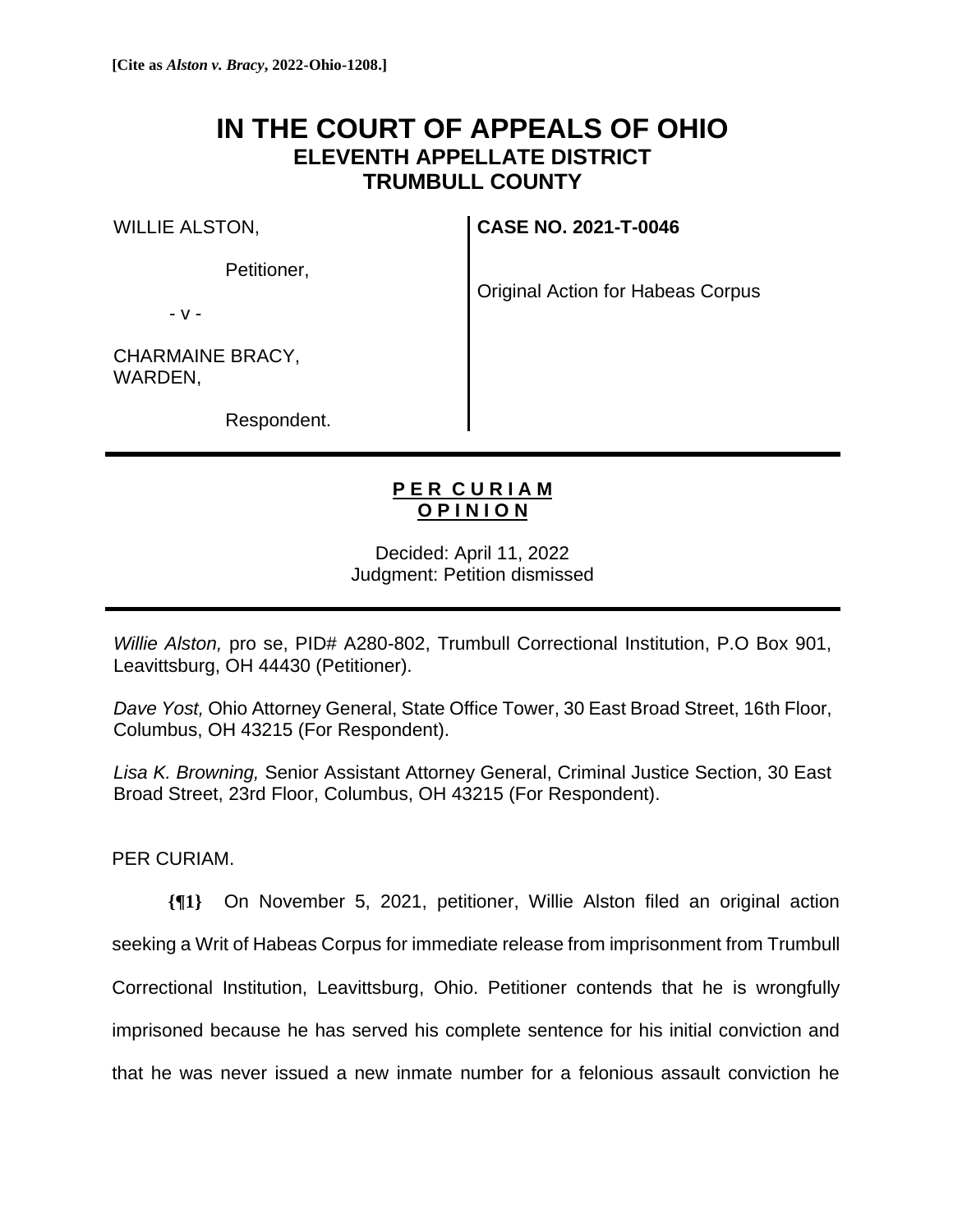**[Cite as *Alston v. Bracy*, 2022-Ohio-1208.]**

# IN THE COURT OF APPEALS OF OHIO
## ELEVENTH APPELLATE DISTRICT
## TRUMBULL COUNTY

| | |
|---|---|
| WILLIE ALSTON, | **CASE NO. 2021-T-0046** |
| Petitioner, | |
| - v - | Original Action for Habeas Corpus |
| CHARMAINE BRACY, WARDEN, | |
| Respondent. | |

**PER CURIAM OPINION**

Decided: April 11, 2022
Judgment: Petition dismissed

*Willie Alston,* pro se, PID# A280-802, Trumbull Correctional Institution, P.O Box 901, Leavittsburg, OH 44430 (Petitioner).

*Dave Yost,* Ohio Attorney General, State Office Tower, 30 East Broad Street, 16th Floor, Columbus, OH 43215 (For Respondent).

*Lisa K. Browning,* Senior Assistant Attorney General, Criminal Justice Section, 30 East Broad Street, 23rd Floor, Columbus, OH 43215 (For Respondent).

PER CURIAM.

**{¶1}** On November 5, 2021, petitioner, Willie Alston filed an original action seeking a Writ of Habeas Corpus for immediate release from imprisonment from Trumbull Correctional Institution, Leavittsburg, Ohio. Petitioner contends that he is wrongfully imprisoned because he has served his complete sentence for his initial conviction and that he was never issued a new inmate number for a felonious assault conviction he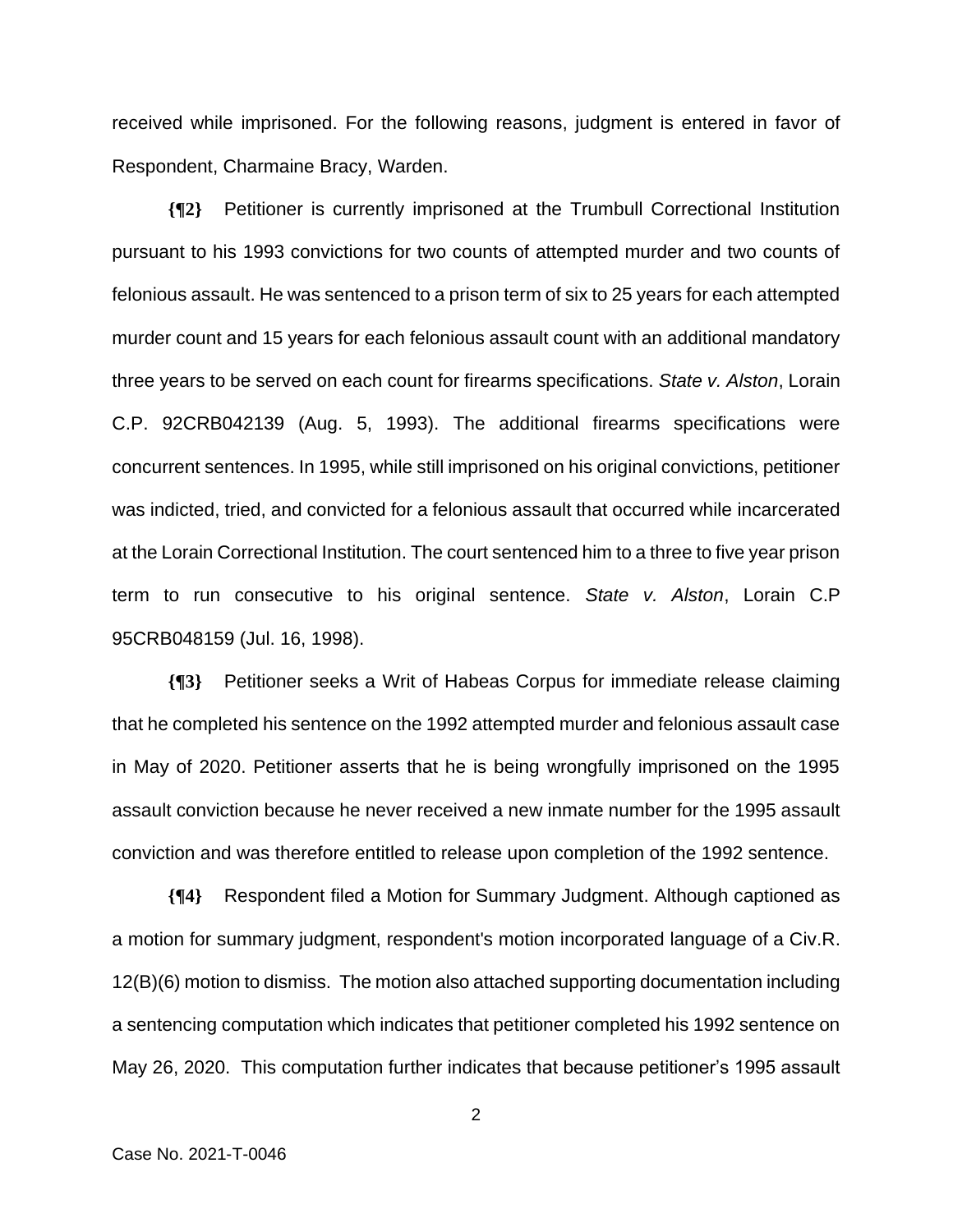received while imprisoned. For the following reasons, judgment is entered in favor of Respondent, Charmaine Bracy, Warden.

**{¶2}** Petitioner is currently imprisoned at the Trumbull Correctional Institution pursuant to his 1993 convictions for two counts of attempted murder and two counts of felonious assault. He was sentenced to a prison term of six to 25 years for each attempted murder count and 15 years for each felonious assault count with an additional mandatory three years to be served on each count for firearms specifications. *State v. Alston*, Lorain C.P. 92CRB042139 (Aug. 5, 1993). The additional firearms specifications were concurrent sentences. In 1995, while still imprisoned on his original convictions, petitioner was indicted, tried, and convicted for a felonious assault that occurred while incarcerated at the Lorain Correctional Institution. The court sentenced him to a three to five year prison term to run consecutive to his original sentence. *State v. Alston*, Lorain C.P 95CRB048159 (Jul. 16, 1998).

**{¶3}** Petitioner seeks a Writ of Habeas Corpus for immediate release claiming that he completed his sentence on the 1992 attempted murder and felonious assault case in May of 2020. Petitioner asserts that he is being wrongfully imprisoned on the 1995 assault conviction because he never received a new inmate number for the 1995 assault conviction and was therefore entitled to release upon completion of the 1992 sentence.

**{¶4}** Respondent filed a Motion for Summary Judgment. Although captioned as a motion for summary judgment, respondent's motion incorporated language of a Civ.R. 12(B)(6) motion to dismiss. The motion also attached supporting documentation including a sentencing computation which indicates that petitioner completed his 1992 sentence on May 26, 2020. This computation further indicates that because petitioner's 1995 assault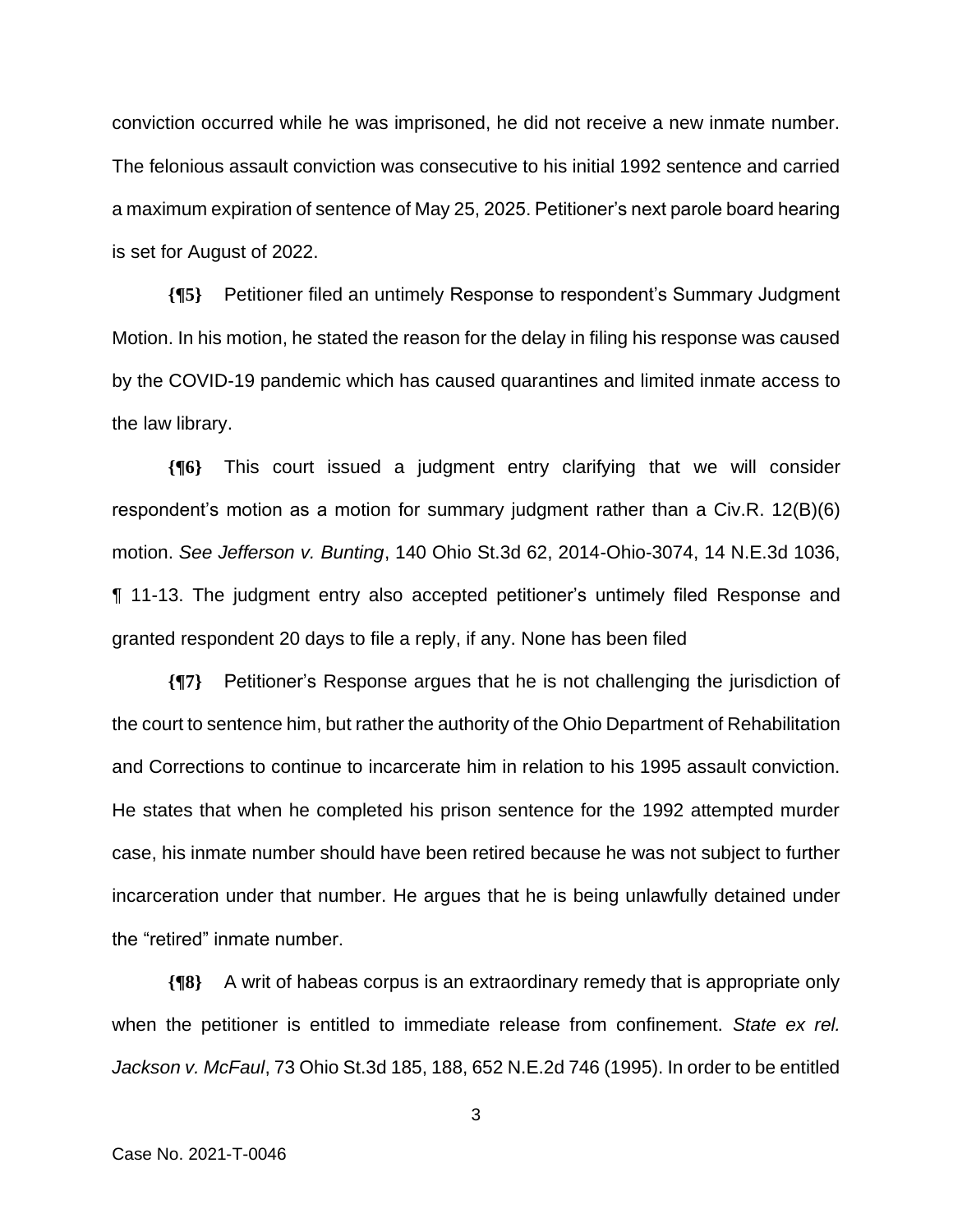conviction occurred while he was imprisoned, he did not receive a new inmate number. The felonious assault conviction was consecutive to his initial 1992 sentence and carried a maximum expiration of sentence of May 25, 2025. Petitioner's next parole board hearing is set for August of 2022.

**{¶5}** Petitioner filed an untimely Response to respondent's Summary Judgment Motion. In his motion, he stated the reason for the delay in filing his response was caused by the COVID-19 pandemic which has caused quarantines and limited inmate access to the law library.

**{¶6}** This court issued a judgment entry clarifying that we will consider respondent's motion as a motion for summary judgment rather than a Civ.R. 12(B)(6) motion. *See Jefferson v. Bunting*, 140 Ohio St.3d 62, 2014-Ohio-3074, 14 N.E.3d 1036, ¶ 11-13. The judgment entry also accepted petitioner's untimely filed Response and granted respondent 20 days to file a reply, if any. None has been filed

**{¶7}** Petitioner's Response argues that he is not challenging the jurisdiction of the court to sentence him, but rather the authority of the Ohio Department of Rehabilitation and Corrections to continue to incarcerate him in relation to his 1995 assault conviction. He states that when he completed his prison sentence for the 1992 attempted murder case, his inmate number should have been retired because he was not subject to further incarceration under that number. He argues that he is being unlawfully detained under the "retired" inmate number.

**{¶8}** A writ of habeas corpus is an extraordinary remedy that is appropriate only when the petitioner is entitled to immediate release from confinement. *State ex rel. Jackson v. McFaul*, 73 Ohio St.3d 185, 188, 652 N.E.2d 746 (1995). In order to be entitled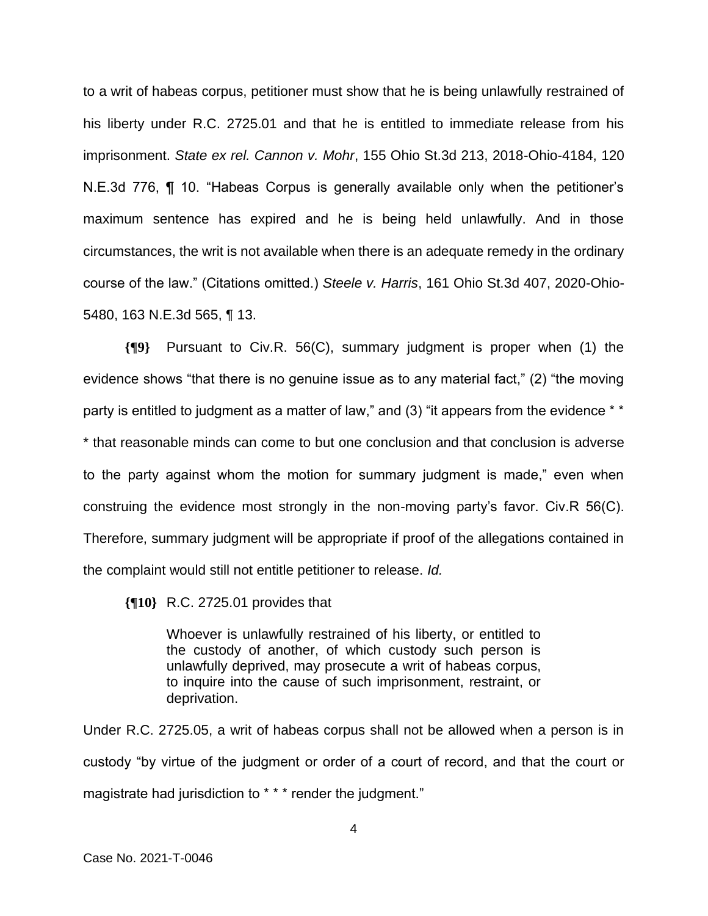to a writ of habeas corpus, petitioner must show that he is being unlawfully restrained of his liberty under R.C. 2725.01 and that he is entitled to immediate release from his imprisonment. *State ex rel. Cannon v. Mohr*, 155 Ohio St.3d 213, 2018-Ohio-4184, 120 N.E.3d 776, ¶ 10. "Habeas Corpus is generally available only when the petitioner's maximum sentence has expired and he is being held unlawfully. And in those circumstances, the writ is not available when there is an adequate remedy in the ordinary course of the law." (Citations omitted.) *Steele v. Harris*, 161 Ohio St.3d 407, 2020-Ohio-5480, 163 N.E.3d 565, ¶ 13.

**{¶9}** Pursuant to Civ.R. 56(C), summary judgment is proper when (1) the evidence shows "that there is no genuine issue as to any material fact," (2) "the moving party is entitled to judgment as a matter of law," and (3) "it appears from the evidence * * * that reasonable minds can come to but one conclusion and that conclusion is adverse to the party against whom the motion for summary judgment is made," even when construing the evidence most strongly in the non-moving party's favor. Civ.R 56(C). Therefore, summary judgment will be appropriate if proof of the allegations contained in the complaint would still not entitle petitioner to release. *Id.*

**{¶10}** R.C. 2725.01 provides that

> Whoever is unlawfully restrained of his liberty, or entitled to the custody of another, of which custody such person is unlawfully deprived, may prosecute a writ of habeas corpus, to inquire into the cause of such imprisonment, restraint, or deprivation.

Under R.C. 2725.05, a writ of habeas corpus shall not be allowed when a person is in custody "by virtue of the judgment or order of a court of record, and that the court or magistrate had jurisdiction to * * * render the judgment."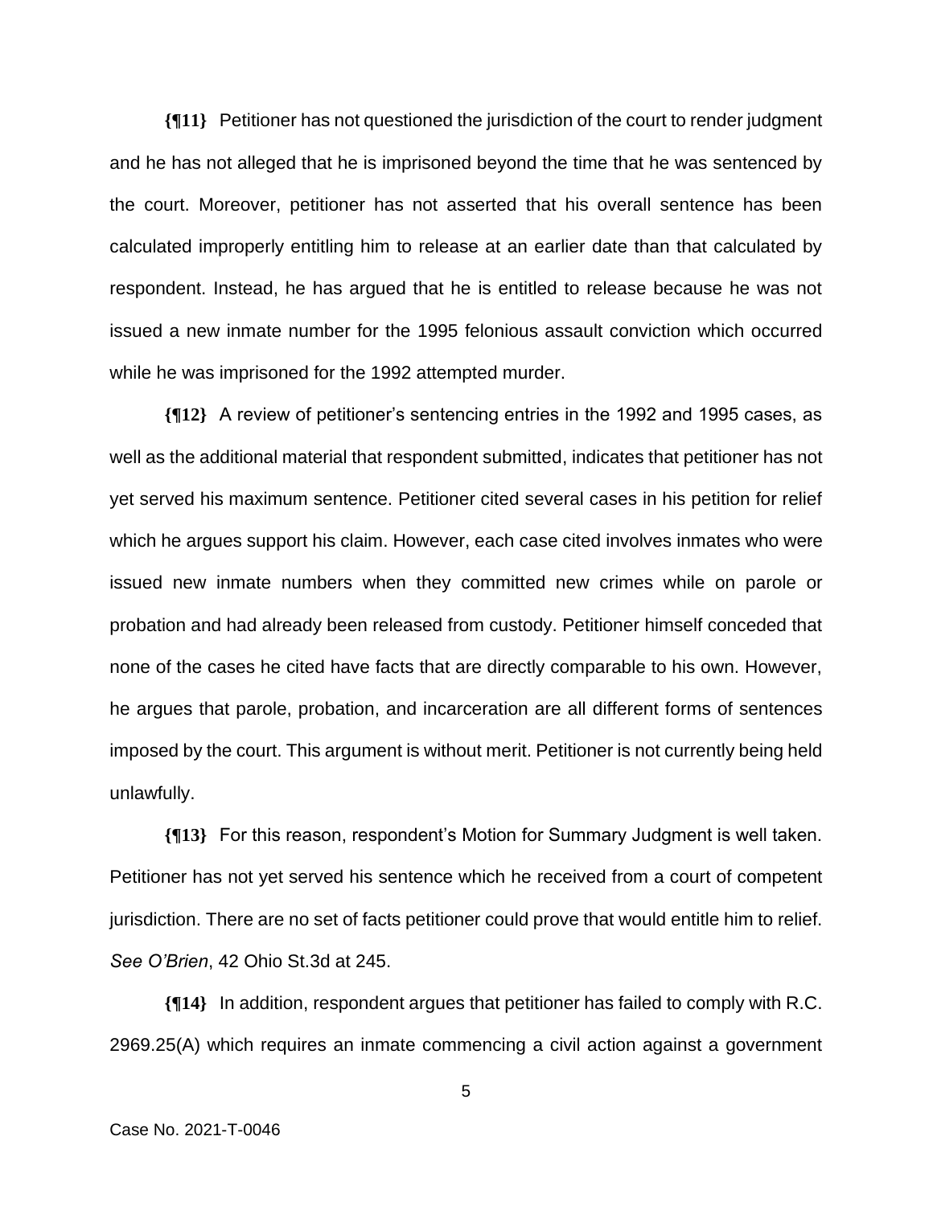**{¶11}** Petitioner has not questioned the jurisdiction of the court to render judgment and he has not alleged that he is imprisoned beyond the time that he was sentenced by the court. Moreover, petitioner has not asserted that his overall sentence has been calculated improperly entitling him to release at an earlier date than that calculated by respondent. Instead, he has argued that he is entitled to release because he was not issued a new inmate number for the 1995 felonious assault conviction which occurred while he was imprisoned for the 1992 attempted murder.

**{¶12}** A review of petitioner's sentencing entries in the 1992 and 1995 cases, as well as the additional material that respondent submitted, indicates that petitioner has not yet served his maximum sentence. Petitioner cited several cases in his petition for relief which he argues support his claim. However, each case cited involves inmates who were issued new inmate numbers when they committed new crimes while on parole or probation and had already been released from custody. Petitioner himself conceded that none of the cases he cited have facts that are directly comparable to his own. However, he argues that parole, probation, and incarceration are all different forms of sentences imposed by the court. This argument is without merit. Petitioner is not currently being held unlawfully.

**{¶13}** For this reason, respondent's Motion for Summary Judgment is well taken. Petitioner has not yet served his sentence which he received from a court of competent jurisdiction. There are no set of facts petitioner could prove that would entitle him to relief. *See O'Brien*, 42 Ohio St.3d at 245.

**{¶14}** In addition, respondent argues that petitioner has failed to comply with R.C. 2969.25(A) which requires an inmate commencing a civil action against a government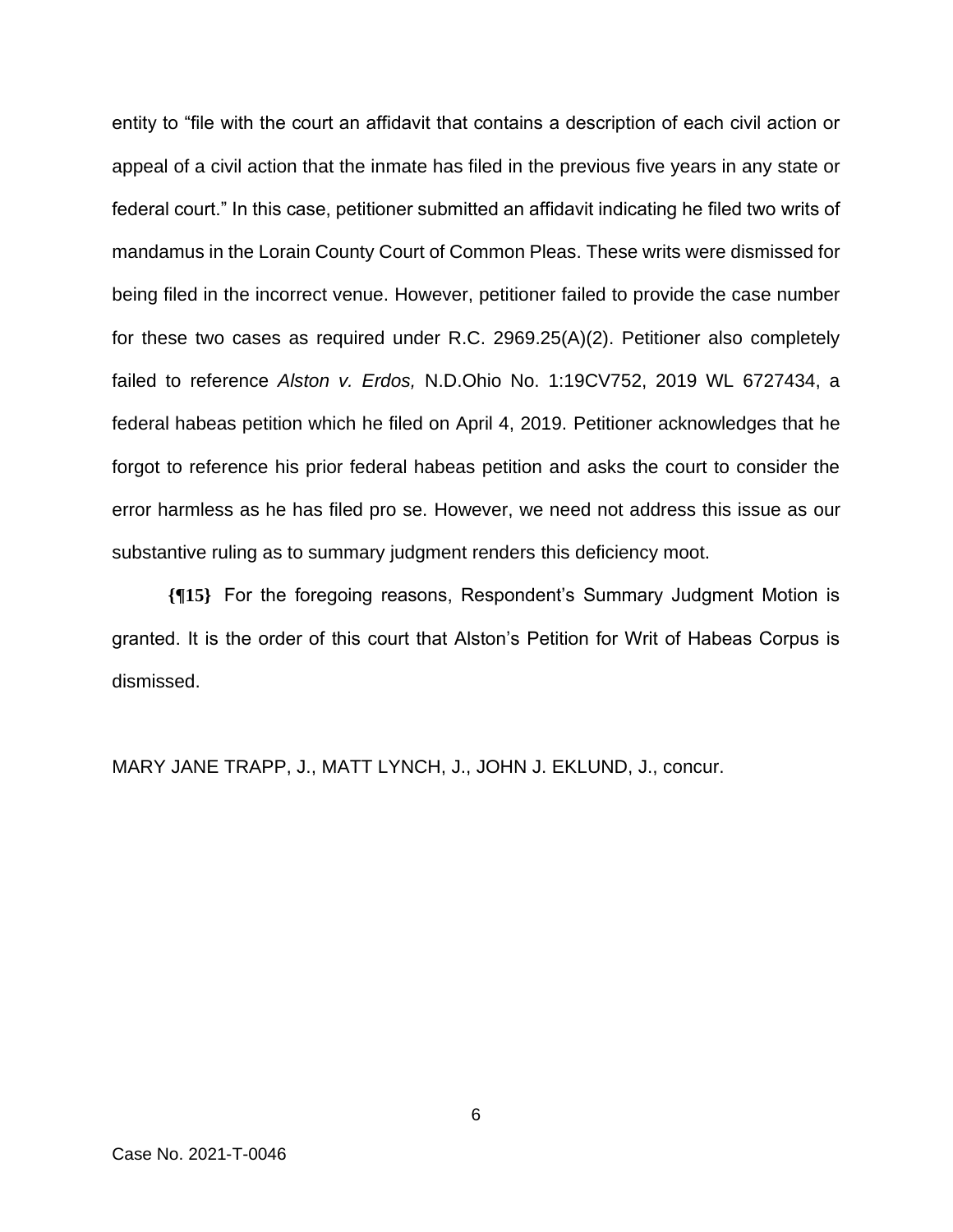entity to "file with the court an affidavit that contains a description of each civil action or appeal of a civil action that the inmate has filed in the previous five years in any state or federal court." In this case, petitioner submitted an affidavit indicating he filed two writs of mandamus in the Lorain County Court of Common Pleas. These writs were dismissed for being filed in the incorrect venue. However, petitioner failed to provide the case number for these two cases as required under R.C. 2969.25(A)(2). Petitioner also completely failed to reference *Alston v. Erdos,* N.D.Ohio No. 1:19CV752, 2019 WL 6727434, a federal habeas petition which he filed on April 4, 2019. Petitioner acknowledges that he forgot to reference his prior federal habeas petition and asks the court to consider the error harmless as he has filed pro se. However, we need not address this issue as our substantive ruling as to summary judgment renders this deficiency moot.

**{¶15}** For the foregoing reasons, Respondent's Summary Judgment Motion is granted. It is the order of this court that Alston's Petition for Writ of Habeas Corpus is dismissed.

MARY JANE TRAPP, J., MATT LYNCH, J., JOHN J. EKLUND, J., concur.